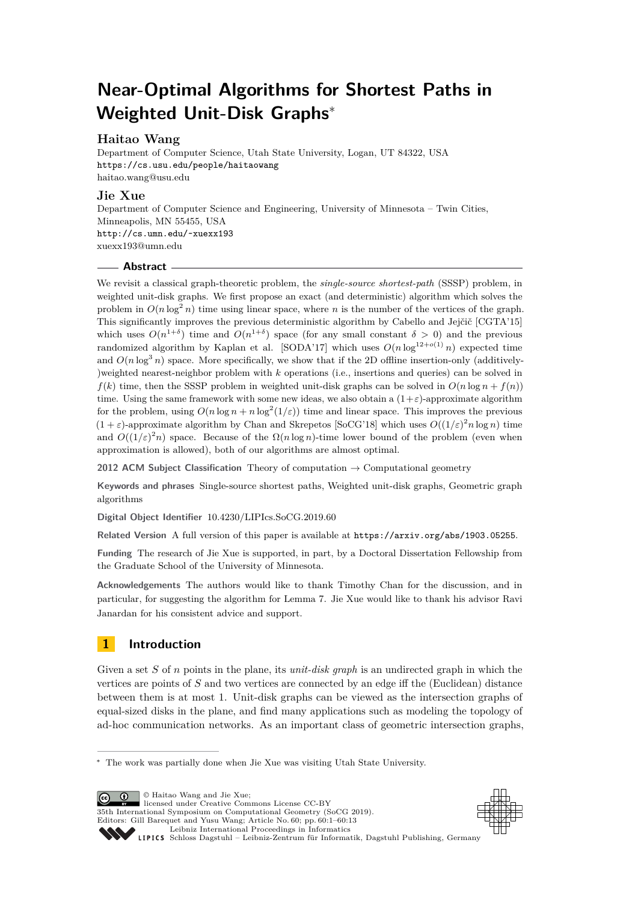# Near-Optimal Algorithms for Shortest Paths in Weighted Unit-Disk Graphs*

## Haitao Wang

Department of Computer Science, Utah State University, Logan, UT 84322, USA
https://cs.usu.edu/people/haitaowang
haitao.wang@usu.edu

## Jie Xue

Department of Computer Science and Engineering, University of Minnesota – Twin Cities, Minneapolis, MN 55455, USA
http://cs.umn.edu/~xuexx193
xuexx193@umn.edu

## Abstract

We revisit a classical graph-theoretic problem, the *single-source shortest-path* (SSSP) problem, in weighted unit-disk graphs. We first propose an exact (and deterministic) algorithm which solves the problem in $O(n \log^2 n)$ time using linear space, where $n$ is the number of the vertices of the graph. This significantly improves the previous deterministic algorithm by Cabello and Jejčič [CGTA'15] which uses $O(n^{1+\delta})$ time and $O(n^{1+\delta})$ space (for any small constant $\delta > 0$) and the previous randomized algorithm by Kaplan et al. [SODA'17] which uses $O(n \log^{12+o(1)} n)$ expected time and $O(n \log^3 n)$ space. More specifically, we show that if the 2D offline insertion-only (additively-)weighted nearest-neighbor problem with $k$ operations (i.e., insertions and queries) can be solved in $f(k)$ time, then the SSSP problem in weighted unit-disk graphs can be solved in $O(n \log n + f(n))$ time. Using the same framework with some new ideas, we also obtain a $(1+\varepsilon)$-approximate algorithm for the problem, using $O(n \log n + n \log^2(1/\varepsilon))$ time and linear space. This improves the previous $(1+\varepsilon)$-approximate algorithm by Chan and Skrepetos [SoCG'18] which uses $O((1/\varepsilon)^2 n \log n)$ time and $O((1/\varepsilon)^2 n)$ space. Because of the $\Omega(n \log n)$-time lower bound of the problem (even when approximation is allowed), both of our algorithms are almost optimal.

**2012 ACM Subject Classification** Theory of computation → Computational geometry

**Keywords and phrases** Single-source shortest paths, Weighted unit-disk graphs, Geometric graph algorithms

**Digital Object Identifier** 10.4230/LIPIcs.SoCG.2019.60

**Related Version** A full version of this paper is available at https://arxiv.org/abs/1903.05255.

**Funding** The research of Jie Xue is supported, in part, by a Doctoral Dissertation Fellowship from the Graduate School of the University of Minnesota.

**Acknowledgements** The authors would like to thank Timothy Chan for the discussion, and in particular, for suggesting the algorithm for Lemma 7. Jie Xue would like to thank his advisor Ravi Janardan for his consistent advice and support.

## 1 Introduction

Given a set $S$ of $n$ points in the plane, its *unit-disk graph* is an undirected graph in which the vertices are points of $S$ and two vertices are connected by an edge iff the (Euclidean) distance between them is at most 1. Unit-disk graphs can be viewed as the intersection graphs of equal-sized disks in the plane, and find many applications such as modeling the topology of ad-hoc communication networks. As an important class of geometric intersection graphs,

* The work was partially done when Jie Xue was visiting Utah State University.

© Haitao Wang and Jie Xue; licensed under Creative Commons License CC-BY
35th International Symposium on Computational Geometry (SoCG 2019).
Editors: Gill Barequet and Yusu Wang; Article No. 60; pp. 60:1–60:13
Leibniz International Proceedings in Informatics
LIPICS Schloss Dagstuhl – Leibniz-Zentrum für Informatik, Dagstuhl Publishing, Germany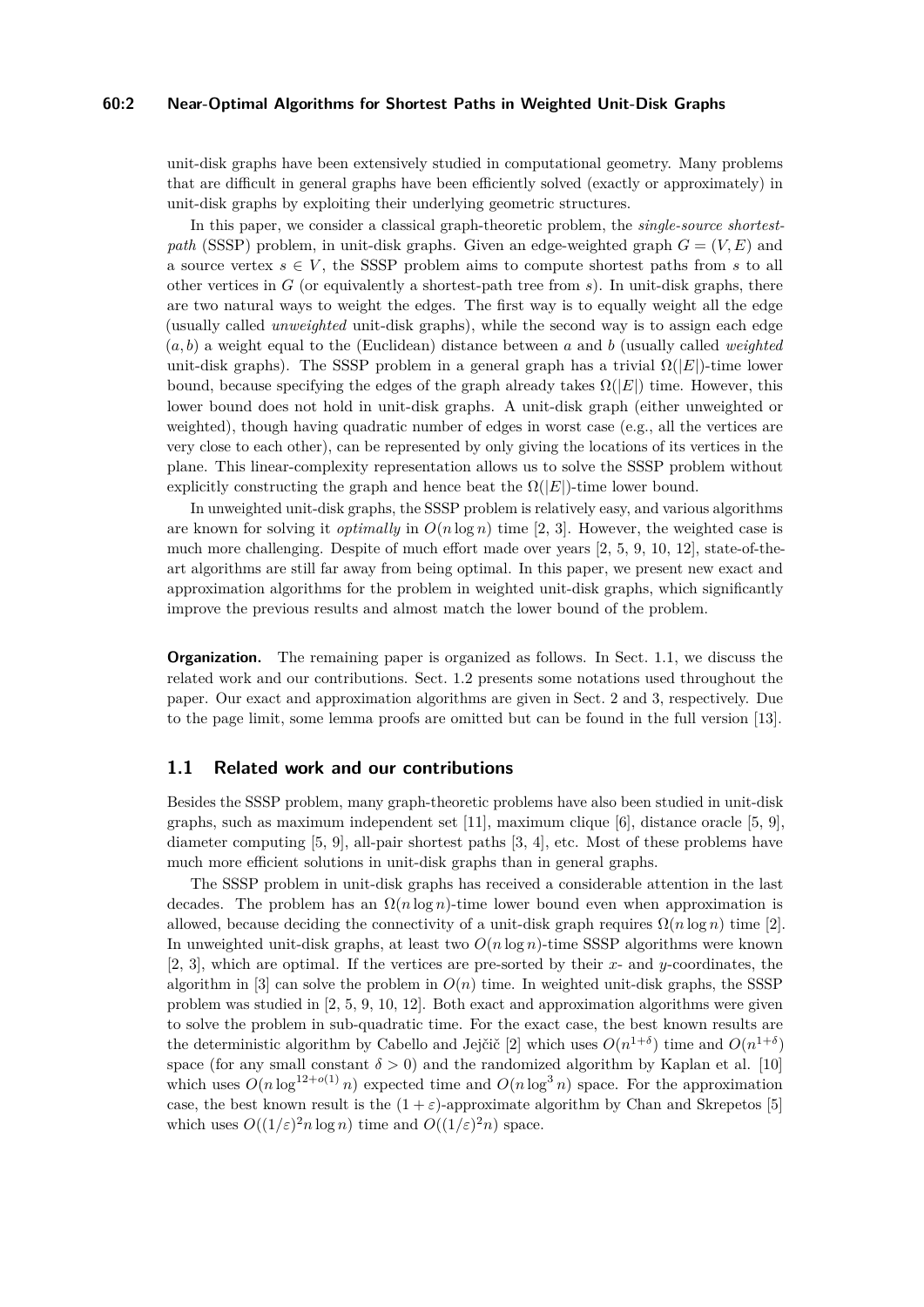unit-disk graphs have been extensively studied in computational geometry. Many problems that are difficult in general graphs have been efficiently solved (exactly or approximately) in unit-disk graphs by exploiting their underlying geometric structures.

In this paper, we consider a classical graph-theoretic problem, the *single-source shortest-path* (SSSP) problem, in unit-disk graphs. Given an edge-weighted graph $G = (V, E)$ and a source vertex $s \in V$, the SSSP problem aims to compute shortest paths from $s$ to all other vertices in $G$ (or equivalently a shortest-path tree from $s$). In unit-disk graphs, there are two natural ways to weight the edges. The first way is to equally weight all the edge (usually called *unweighted* unit-disk graphs), while the second way is to assign each edge $(a, b)$ a weight equal to the (Euclidean) distance between $a$ and $b$ (usually called *weighted* unit-disk graphs). The SSSP problem in a general graph has a trivial $\Omega(|E|)$-time lower bound, because specifying the edges of the graph already takes $\Omega(|E|)$ time. However, this lower bound does not hold in unit-disk graphs. A unit-disk graph (either unweighted or weighted), though having quadratic number of edges in worst case (e.g., all the vertices are very close to each other), can be represented by only giving the locations of its vertices in the plane. This linear-complexity representation allows us to solve the SSSP problem without explicitly constructing the graph and hence beat the $\Omega(|E|)$-time lower bound.

In unweighted unit-disk graphs, the SSSP problem is relatively easy, and various algorithms are known for solving it *optimally* in $O(n \log n)$ time [2, 3]. However, the weighted case is much more challenging. Despite of much effort made over years [2, 5, 9, 10, 12], state-of-the-art algorithms are still far away from being optimal. In this paper, we present new exact and approximation algorithms for the problem in weighted unit-disk graphs, which significantly improve the previous results and almost match the lower bound of the problem.

**Organization.** The remaining paper is organized as follows. In Sect. 1.1, we discuss the related work and our contributions. Sect. 1.2 presents some notations used throughout the paper. Our exact and approximation algorithms are given in Sect. 2 and 3, respectively. Due to the page limit, some lemma proofs are omitted but can be found in the full version [13].

## 1.1 Related work and our contributions

Besides the SSSP problem, many graph-theoretic problems have also been studied in unit-disk graphs, such as maximum independent set [11], maximum clique [6], distance oracle [5, 9], diameter computing [5, 9], all-pair shortest paths [3, 4], etc. Most of these problems have much more efficient solutions in unit-disk graphs than in general graphs.

The SSSP problem in unit-disk graphs has received a considerable attention in the last decades. The problem has an $\Omega(n \log n)$-time lower bound even when approximation is allowed, because deciding the connectivity of a unit-disk graph requires $\Omega(n \log n)$ time [2]. In unweighted unit-disk graphs, at least two $O(n \log n)$-time SSSP algorithms were known [2, 3], which are optimal. If the vertices are pre-sorted by their $x$- and $y$-coordinates, the algorithm in [3] can solve the problem in $O(n)$ time. In weighted unit-disk graphs, the SSSP problem was studied in [2, 5, 9, 10, 12]. Both exact and approximation algorithms were given to solve the problem in sub-quadratic time. For the exact case, the best known results are the deterministic algorithm by Cabello and Jejčič [2] which uses $O(n^{1+\delta})$ time and $O(n^{1+\delta})$ space (for any small constant $\delta > 0$) and the randomized algorithm by Kaplan et al. [10] which uses $O(n \log^{12+o(1)} n)$ expected time and $O(n \log^3 n)$ space. For the approximation case, the best known result is the $(1 + \varepsilon)$-approximate algorithm by Chan and Skrepetos [5] which uses $O((1/\varepsilon)^2 n \log n)$ time and $O((1/\varepsilon)^2 n)$ space.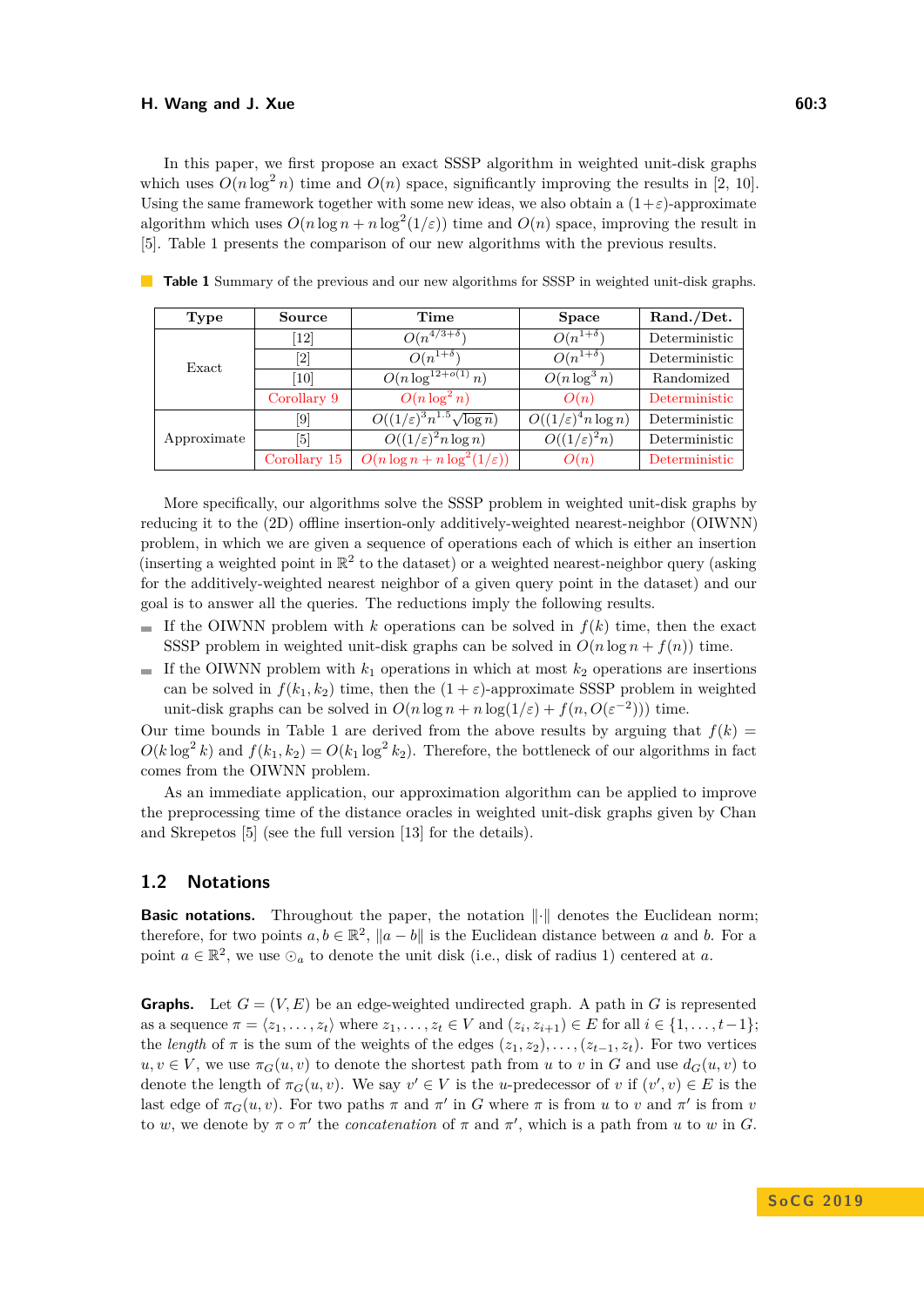In this paper, we first propose an exact SSSP algorithm in weighted unit-disk graphs which uses $O(n \log^2 n)$ time and $O(n)$ space, significantly improving the results in [2, 10]. Using the same framework together with some new ideas, we also obtain a $(1+\varepsilon)$-approximate algorithm which uses $O(n \log n + n \log^2(1/\varepsilon))$ time and $O(n)$ space, improving the result in [5]. Table 1 presents the comparison of our new algorithms with the previous results.

**Table 1** Summary of the previous and our new algorithms for SSSP in weighted unit-disk graphs.

| Type | Source | Time | Space | Rand./Det. |
|---|---|---|---|---|
| Exact | [12] | $O(n^{4/3+\delta})$ | $O(n^{1+\delta})$ | Deterministic |
| | [2] | $O(n^{1+\delta})$ | $O(n^{1+\delta})$ | Deterministic |
| | [10] | $O(n \log^{12+o(1)} n)$ | $O(n \log^3 n)$ | Randomized |
| | Corollary 9 | $O(n \log^2 n)$ | $O(n)$ | Deterministic |
| Approximate | [9] | $O((1/\varepsilon)^3 n^{1.5} \sqrt{\log n})$ | $O((1/\varepsilon)^4 n \log n)$ | Deterministic |
| | [5] | $O((1/\varepsilon)^2 n \log n)$ | $O((1/\varepsilon)^2 n)$ | Deterministic |
| | Corollary 15 | $O(n \log n + n \log^2(1/\varepsilon))$ | $O(n)$ | Deterministic |

More specifically, our algorithms solve the SSSP problem in weighted unit-disk graphs by reducing it to the (2D) offline insertion-only additively-weighted nearest-neighbor (OIWNN) problem, in which we are given a sequence of operations each of which is either an insertion (inserting a weighted point in $\mathbb{R}^2$ to the dataset) or a weighted nearest-neighbor query (asking for the additively-weighted nearest neighbor of a given query point in the dataset) and our goal is to answer all the queries. The reductions imply the following results.

- If the OIWNN problem with $k$ operations can be solved in $f(k)$ time, then the exact SSSP problem in weighted unit-disk graphs can be solved in $O(n \log n + f(n))$ time.
- If the OIWNN problem with $k_1$ operations in which at most $k_2$ operations are insertions can be solved in $f(k_1, k_2)$ time, then the $(1+\varepsilon)$-approximate SSSP problem in weighted unit-disk graphs can be solved in $O(n \log n + n \log(1/\varepsilon) + f(n, O(\varepsilon^{-2})))$ time.

Our time bounds in Table 1 are derived from the above results by arguing that $f(k) = O(k \log^2 k)$ and $f(k_1, k_2) = O(k_1 \log^2 k_2)$. Therefore, the bottleneck of our algorithms in fact comes from the OIWNN problem.

As an immediate application, our approximation algorithm can be applied to improve the preprocessing time of the distance oracles in weighted unit-disk graphs given by Chan and Skrepetos [5] (see the full version [13] for the details).

## 1.2 Notations

**Basic notations.** Throughout the paper, the notation $\|\cdot\|$ denotes the Euclidean norm; therefore, for two points $a, b \in \mathbb{R}^2$, $\|a - b\|$ is the Euclidean distance between $a$ and $b$. For a point $a \in \mathbb{R}^2$, we use $\odot_a$ to denote the unit disk (i.e., disk of radius 1) centered at $a$.

**Graphs.** Let $G = (V, E)$ be an edge-weighted undirected graph. A path in $G$ is represented as a sequence $\pi = \langle z_1, \dots, z_t \rangle$ where $z_1, \dots, z_t \in V$ and $(z_i, z_{i+1}) \in E$ for all $i \in \{1, \dots, t-1\}$; the *length* of $\pi$ is the sum of the weights of the edges $(z_1, z_2), \dots, (z_{t-1}, z_t)$. For two vertices $u, v \in V$, we use $\pi_G(u, v)$ to denote the shortest path from $u$ to $v$ in $G$ and use $d_G(u, v)$ to denote the length of $\pi_G(u, v)$. We say $v' \in V$ is the $u$-predecessor of $v$ if $(v', v) \in E$ is the last edge of $\pi_G(u, v)$. For two paths $\pi$ and $\pi'$ in $G$ where $\pi$ is from $u$ to $v$ and $\pi'$ is from $v$ to $w$, we denote by $\pi \circ \pi'$ the *concatenation* of $\pi$ and $\pi'$, which is a path from $u$ to $w$ in $G$.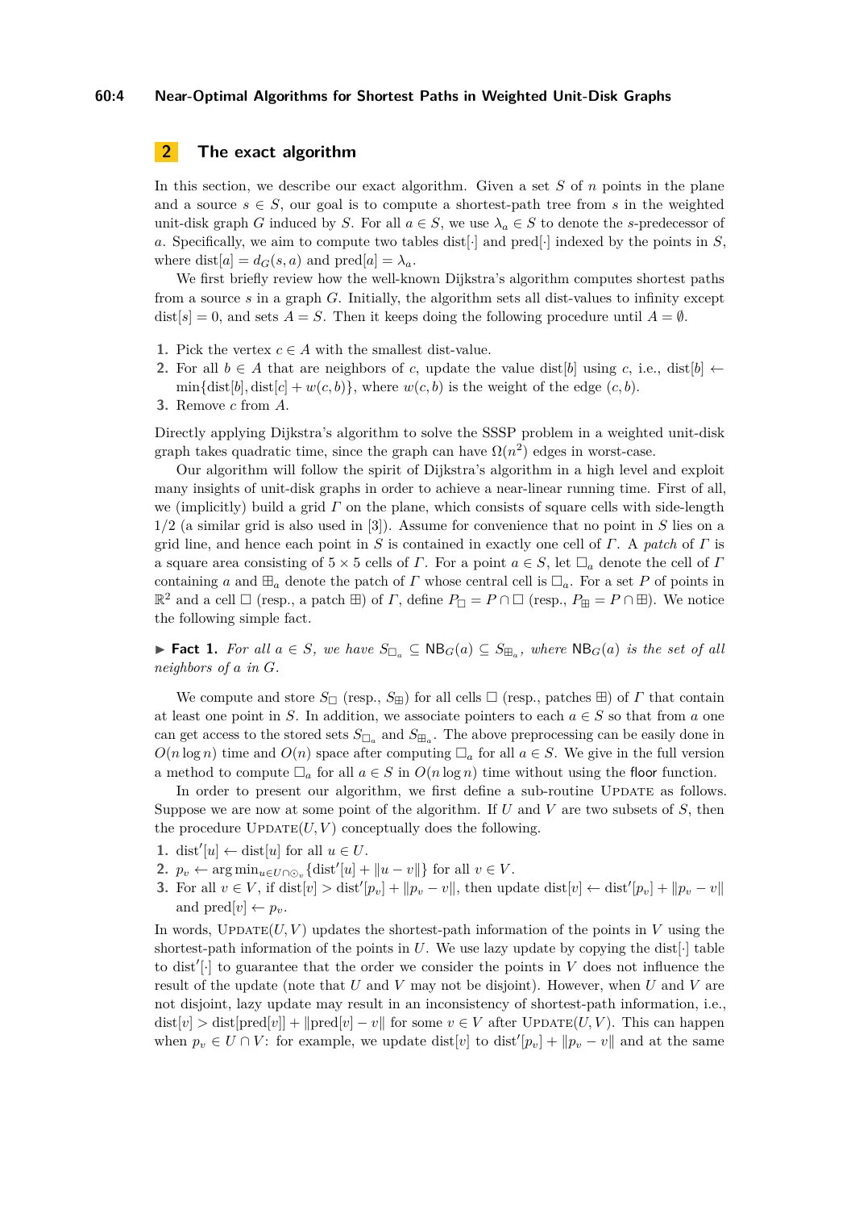## 2 The exact algorithm

In this section, we describe our exact algorithm. Given a set $S$ of $n$ points in the plane and a source $s \in S$, our goal is to compute a shortest-path tree from $s$ in the weighted unit-disk graph $G$ induced by $S$. For all $a \in S$, we use $\lambda_a \in S$ to denote the $s$-predecessor of $a$. Specifically, we aim to compute two tables $\text{dist}[\cdot]$ and $\text{pred}[\cdot]$ indexed by the points in $S$, where $\text{dist}[a] = d_G(s, a)$ and $\text{pred}[a] = \lambda_a$.

We first briefly review how the well-known Dijkstra's algorithm computes shortest paths from a source $s$ in a graph $G$. Initially, the algorithm sets all dist-values to infinity except $\text{dist}[s] = 0$, and sets $A = S$. Then it keeps doing the following procedure until $A = \emptyset$.

1. Pick the vertex $c \in A$ with the smallest dist-value.
2. For all $b \in A$ that are neighbors of $c$, update the value $\text{dist}[b]$ using $c$, i.e., $\text{dist}[b] \leftarrow \min\{\text{dist}[b], \text{dist}[c] + w(c, b)\}$, where $w(c, b)$ is the weight of the edge $(c, b)$.
3. Remove $c$ from $A$.

Directly applying Dijkstra's algorithm to solve the SSSP problem in a weighted unit-disk graph takes quadratic time, since the graph can have $\Omega(n^2)$ edges in worst-case.

Our algorithm will follow the spirit of Dijkstra's algorithm in a high level and exploit many insights of unit-disk graphs in order to achieve a near-linear running time. First of all, we (implicitly) build a grid $\Gamma$ on the plane, which consists of square cells with side-length $1/2$ (a similar grid is also used in [3]). Assume for convenience that no point in $S$ lies on a grid line, and hence each point in $S$ is contained in exactly one cell of $\Gamma$. A *patch* of $\Gamma$ is a square area consisting of $5 \times 5$ cells of $\Gamma$. For a point $a \in S$, let $\square_a$ denote the cell of $\Gamma$ containing $a$ and $\boxplus_a$ denote the patch of $\Gamma$ whose central cell is $\square_a$. For a set $P$ of points in $\mathbb{R}^2$ and a cell $\square$ (resp., a patch $\boxplus$) of $\Gamma$, define $P_\square = P \cap \square$ (resp., $P_\boxplus = P \cap \boxplus$). We notice the following simple fact.

▶ **Fact 1.** *For all $a \in S$, we have $S_{\square_a} \subseteq \mathsf{NB}_G(a) \subseteq S_{\boxplus_a}$, where $\mathsf{NB}_G(a)$ is the set of all neighbors of $a$ in $G$.*

We compute and store $S_\square$ (resp., $S_\boxplus$) for all cells $\square$ (resp., patches $\boxplus$) of $\Gamma$ that contain at least one point in $S$. In addition, we associate pointers to each $a \in S$ so that from $a$ one can get access to the stored sets $S_{\square_a}$ and $S_{\boxplus_a}$. The above preprocessing can be easily done in $O(n \log n)$ time and $O(n)$ space after computing $\square_a$ for all $a \in S$. We give in the full version a method to compute $\square_a$ for all $a \in S$ in $O(n \log n)$ time without using the floor function.

In order to present our algorithm, we first define a sub-routine UPDATE as follows. Suppose we are now at some point of the algorithm. If $U$ and $V$ are two subsets of $S$, then the procedure $\text{UPDATE}(U, V)$ conceptually does the following.

1. $\text{dist}'[u] \leftarrow \text{dist}[u]$ for all $u \in U$.
2. $p_v \leftarrow \arg\min_{u \in U \cap \odot_v}\{\text{dist}'[u] + \|u - v\|\}$ for all $v \in V$.
3. For all $v \in V$, if $\text{dist}[v] > \text{dist}'[p_v] + \|p_v - v\|$, then update $\text{dist}[v] \leftarrow \text{dist}'[p_v] + \|p_v - v\|$ and $\text{pred}[v] \leftarrow p_v$.

In words, $\text{UPDATE}(U, V)$ updates the shortest-path information of the points in $V$ using the shortest-path information of the points in $U$. We use lazy update by copying the $\text{dist}[\cdot]$ table to $\text{dist}'[\cdot]$ to guarantee that the order we consider the points in $V$ does not influence the result of the update (note that $U$ and $V$ may not be disjoint). However, when $U$ and $V$ are not disjoint, lazy update may result in an inconsistency of shortest-path information, i.e., $\text{dist}[v] > \text{dist}[\text{pred}[v]] + \|\text{pred}[v] - v\|$ for some $v \in V$ after $\text{UPDATE}(U, V)$. This can happen when $p_v \in U \cap V$: for example, we update $\text{dist}[v]$ to $\text{dist}'[p_v] + \|p_v - v\|$ and at the same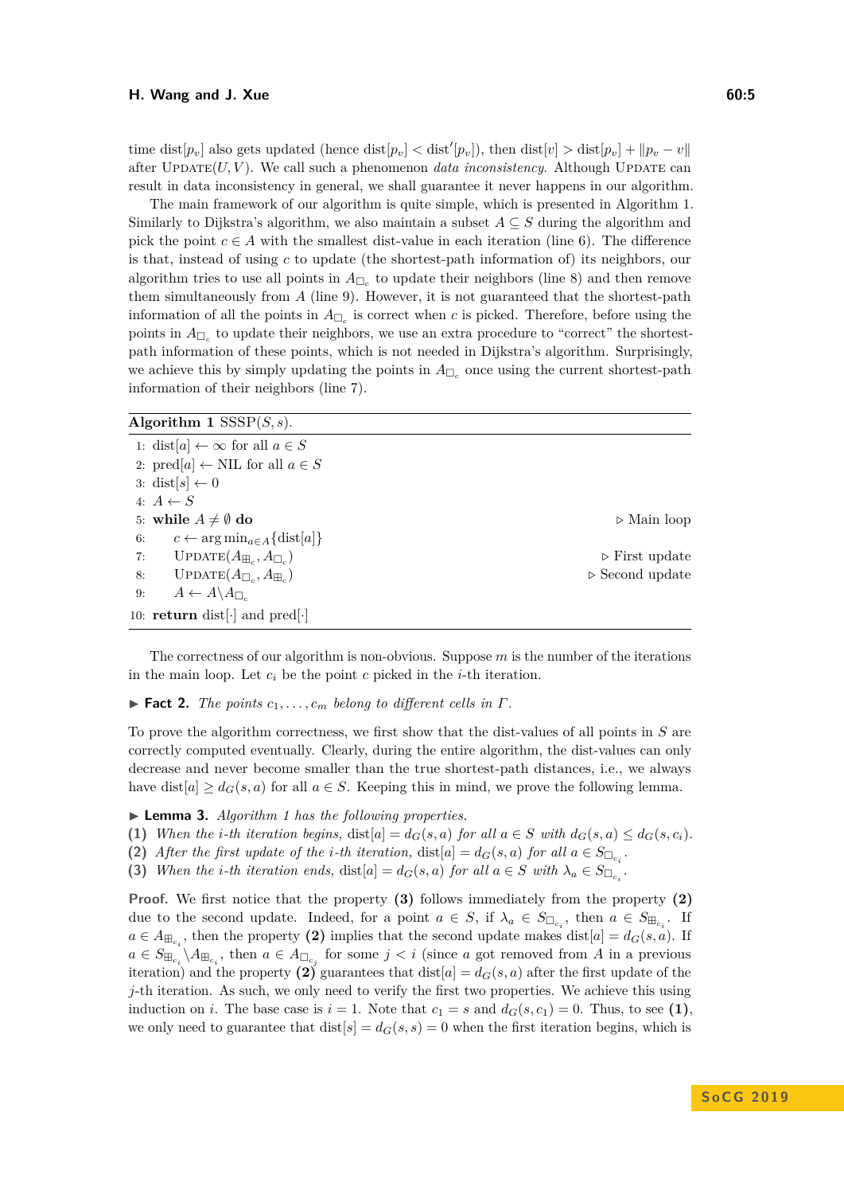time $\text{dist}[p_v]$ also gets updated (hence $\text{dist}[p_v] < \text{dist}'[p_v]$), then $\text{dist}[v] > \text{dist}[p_v] + \|p_v - v\|$ after $\textsc{Update}(U, V)$. We call such a phenomenon *data inconsistency*. Although $\textsc{Update}$ can result in data inconsistency in general, we shall guarantee it never happens in our algorithm.

The main framework of our algorithm is quite simple, which is presented in Algorithm 1. Similarly to Dijkstra's algorithm, we also maintain a subset $A \subseteq S$ during the algorithm and pick the point $c \in A$ with the smallest dist-value in each iteration (line 6). The difference is that, instead of using $c$ to update (the shortest-path information of) its neighbors, our algorithm tries to use all points in $A_{\square_c}$ to update their neighbors (line 8) and then remove them simultaneously from $A$ (line 9). However, it is not guaranteed that the shortest-path information of all the points in $A_{\square_c}$ is correct when $c$ is picked. Therefore, before using the points in $A_{\square_c}$ to update their neighbors, we use an extra procedure to "correct" the shortest-path information of these points, which is not needed in Dijkstra's algorithm. Surprisingly, we achieve this by simply updating the points in $A_{\square_c}$ once using the current shortest-path information of their neighbors (line 7).

**Algorithm 1** SSSP$(S, s)$.

```
1: dist[a] ← ∞ for all a ∈ S
2: pred[a] ← NIL for all a ∈ S
3: dist[s] ← 0
4: A ← S
5: while A ≠ ∅ do                                   ▷ Main loop
6:     c ← arg min_{a∈A}{dist[a]}
7:     Update(A_⊞c, A_□c)                            ▷ First update
8:     Update(A_□c, A_⊞c)                            ▷ Second update
9:     A ← A\A_□c
10: return dist[·] and pred[·]
```

The correctness of our algorithm is non-obvious. Suppose $m$ is the number of the iterations in the main loop. Let $c_i$ be the point $c$ picked in the $i$-th iteration.

▶ **Fact 2.** *The points $c_1, \dots, c_m$ belong to different cells in $\Gamma$.*

To prove the algorithm correctness, we first show that the dist-values of all points in $S$ are correctly computed eventually. Clearly, during the entire algorithm, the dist-values can only decrease and never become smaller than the true shortest-path distances, i.e., we always have $\text{dist}[a] \geq d_G(s, a)$ for all $a \in S$. Keeping this in mind, we prove the following lemma.

▶ **Lemma 3.** *Algorithm 1 has the following properties.*

**(1)** *When the $i$-th iteration begins, $\text{dist}[a] = d_G(s, a)$ for all $a \in S$ with $d_G(s, a) \leq d_G(s, c_i)$.*
**(2)** *After the first update of the $i$-th iteration, $\text{dist}[a] = d_G(s, a)$ for all $a \in S_{\square_{c_i}}$.*
**(3)** *When the $i$-th iteration ends, $\text{dist}[a] = d_G(s, a)$ for all $a \in S$ with $\lambda_a \in S_{\square_{c_i}}$.*

**Proof.** We first notice that the property **(3)** follows immediately from the property **(2)** due to the second update. Indeed, for a point $a \in S$, if $\lambda_a \in S_{\square_{c_i}}$, then $a \in S_{\boxplus_{c_i}}$. If $a \in A_{\boxplus_{c_i}}$, then the property **(2)** implies that the second update makes $\text{dist}[a] = d_G(s, a)$. If $a \in S_{\boxplus_{c_i}} \backslash A_{\boxplus_{c_i}}$, then $a \in A_{\square_{c_j}}$ for some $j < i$ (since $a$ got removed from $A$ in a previous iteration) and the property **(2)** guarantees that $\text{dist}[a] = d_G(s, a)$ after the first update of the $j$-th iteration. As such, we only need to verify the first two properties. We achieve this using induction on $i$. The base case is $i = 1$. Note that $c_1 = s$ and $d_G(s, c_1) = 0$. Thus, to see **(1)**, we only need to guarantee that $\text{dist}[s] = d_G(s, s) = 0$ when the first iteration begins, which is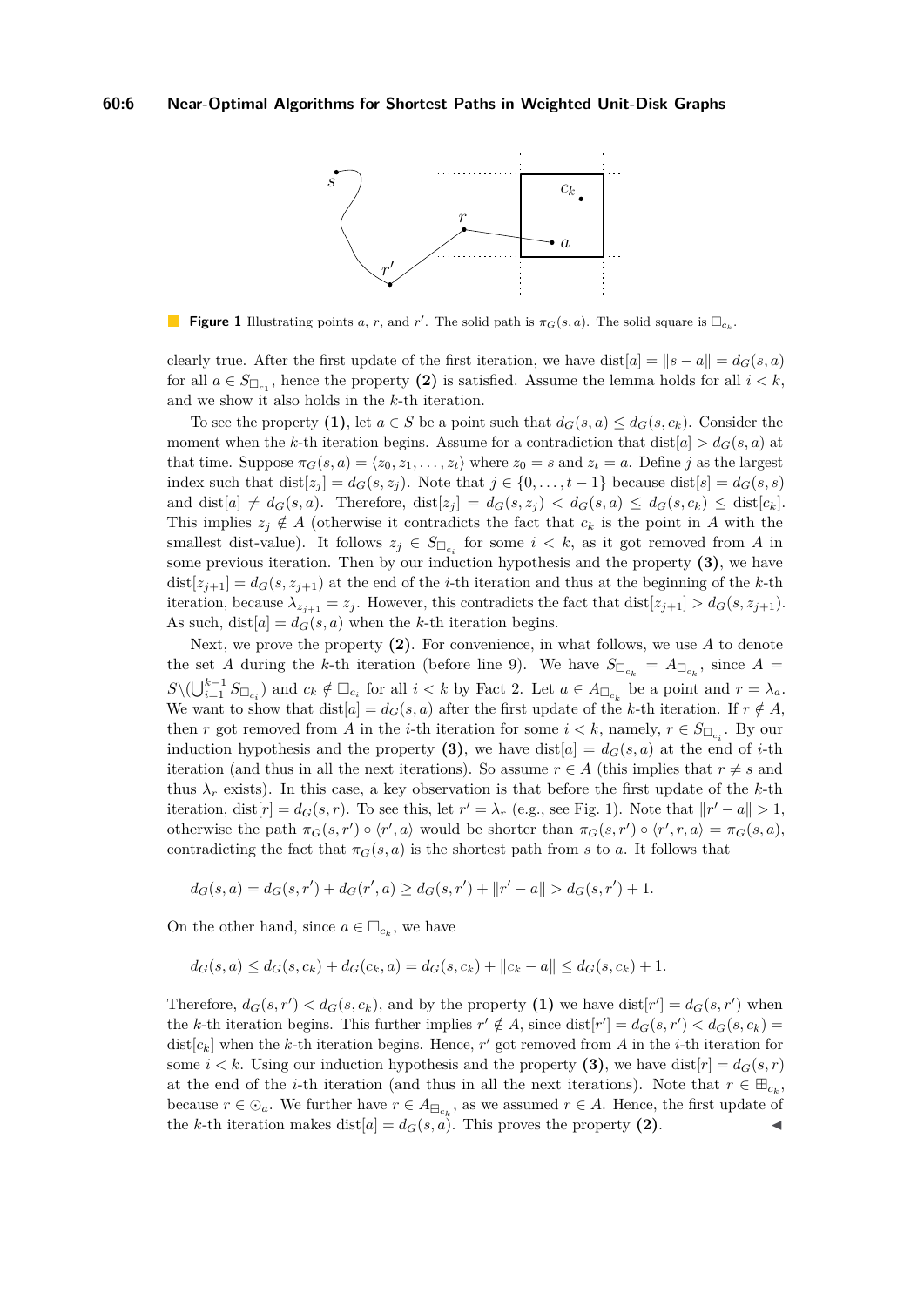**Figure 1** Illustrating points $a$, $r$, and $r'$. The solid path is $\pi_G(s, a)$. The solid square is $\square_{c_k}$.

clearly true. After the first update of the first iteration, we have $\text{dist}[a] = \|s - a\| = d_G(s, a)$ for all $a \in S_{\square_{c_1}}$, hence the property **(2)** is satisfied. Assume the lemma holds for all $i < k$, and we show it also holds in the $k$-th iteration.

To see the property **(1)**, let $a \in S$ be a point such that $d_G(s, a) \leq d_G(s, c_k)$. Consider the moment when the $k$-th iteration begins. Assume for a contradiction that $\text{dist}[a] > d_G(s, a)$ at that time. Suppose $\pi_G(s, a) = \langle z_0, z_1, \ldots, z_t \rangle$ where $z_0 = s$ and $z_t = a$. Define $j$ as the largest index such that $\text{dist}[z_j] = d_G(s, z_j)$. Note that $j \in \{0, \ldots, t-1\}$ because $\text{dist}[s] = d_G(s, s)$ and $\text{dist}[a] \neq d_G(s, a)$. Therefore, $\text{dist}[z_j] = d_G(s, z_j) < d_G(s, a) \leq d_G(s, c_k) \leq \text{dist}[c_k]$. This implies $z_j \notin A$ (otherwise it contradicts the fact that $c_k$ is the point in $A$ with the smallest dist-value). It follows $z_j \in S_{\square_{c_i}}$ for some $i < k$, as it got removed from $A$ in some previous iteration. Then by our induction hypothesis and the property **(3)**, we have $\text{dist}[z_{j+1}] = d_G(s, z_{j+1})$ at the end of the $i$-th iteration and thus at the beginning of the $k$-th iteration, because $\lambda_{z_{j+1}} = z_j$. However, this contradicts the fact that $\text{dist}[z_{j+1}] > d_G(s, z_{j+1})$. As such, $\text{dist}[a] = d_G(s, a)$ when the $k$-th iteration begins.

Next, we prove the property **(2)**. For convenience, in what follows, we use $A$ to denote the set $A$ during the $k$-th iteration (before line 9). We have $S_{\square_{c_k}} = A_{\square_{c_k}}$, since $A = S \backslash (\bigcup_{i=1}^{k-1} S_{\square_{c_i}})$ and $c_k \notin \square_{c_i}$ for all $i < k$ by Fact 2. Let $a \in A_{\square_{c_k}}$ be a point and $r = \lambda_a$. We want to show that $\text{dist}[a] = d_G(s, a)$ after the first update of the $k$-th iteration. If $r \notin A$, then $r$ got removed from $A$ in the $i$-th iteration for some $i < k$, namely, $r \in S_{\square_{c_i}}$. By our induction hypothesis and the property **(3)**, we have $\text{dist}[a] = d_G(s, a)$ at the end of $i$-th iteration (and thus in all the next iterations). So assume $r \in A$ (this implies that $r \neq s$ and thus $\lambda_r$ exists). In this case, a key observation is that before the first update of the $k$-th iteration, $\text{dist}[r] = d_G(s, r)$. To see this, let $r' = \lambda_r$ (e.g., see Fig. 1). Note that $\|r' - a\| > 1$, otherwise the path $\pi_G(s, r') \circ \langle r', a \rangle$ would be shorter than $\pi_G(s, r') \circ \langle r', r, a \rangle = \pi_G(s, a)$, contradicting the fact that $\pi_G(s, a)$ is the shortest path from $s$ to $a$. It follows that

$$d_G(s, a) = d_G(s, r') + d_G(r', a) \geq d_G(s, r') + \|r' - a\| > d_G(s, r') + 1.$$

On the other hand, since $a \in \square_{c_k}$, we have

$$d_G(s, a) \leq d_G(s, c_k) + d_G(c_k, a) = d_G(s, c_k) + \|c_k - a\| \leq d_G(s, c_k) + 1.$$

Therefore, $d_G(s, r') < d_G(s, c_k)$, and by the property **(1)** we have $\text{dist}[r'] = d_G(s, r')$ when the $k$-th iteration begins. This further implies $r' \notin A$, since $\text{dist}[r'] = d_G(s, r') < d_G(s, c_k) = \text{dist}[c_k]$ when the $k$-th iteration begins. Hence, $r'$ got removed from $A$ in the $i$-th iteration for some $i < k$. Using our induction hypothesis and the property **(3)**, we have $\text{dist}[r] = d_G(s, r)$ at the end of the $i$-th iteration (and thus in all the next iterations). Note that $r \in \boxplus_{c_k}$, because $r \in \odot_a$. We further have $r \in A_{\boxplus_{c_k}}$, as we assumed $r \in A$. Hence, the first update of the $k$-th iteration makes $\text{dist}[a] = d_G(s, a)$. This proves the property **(2)**. ◀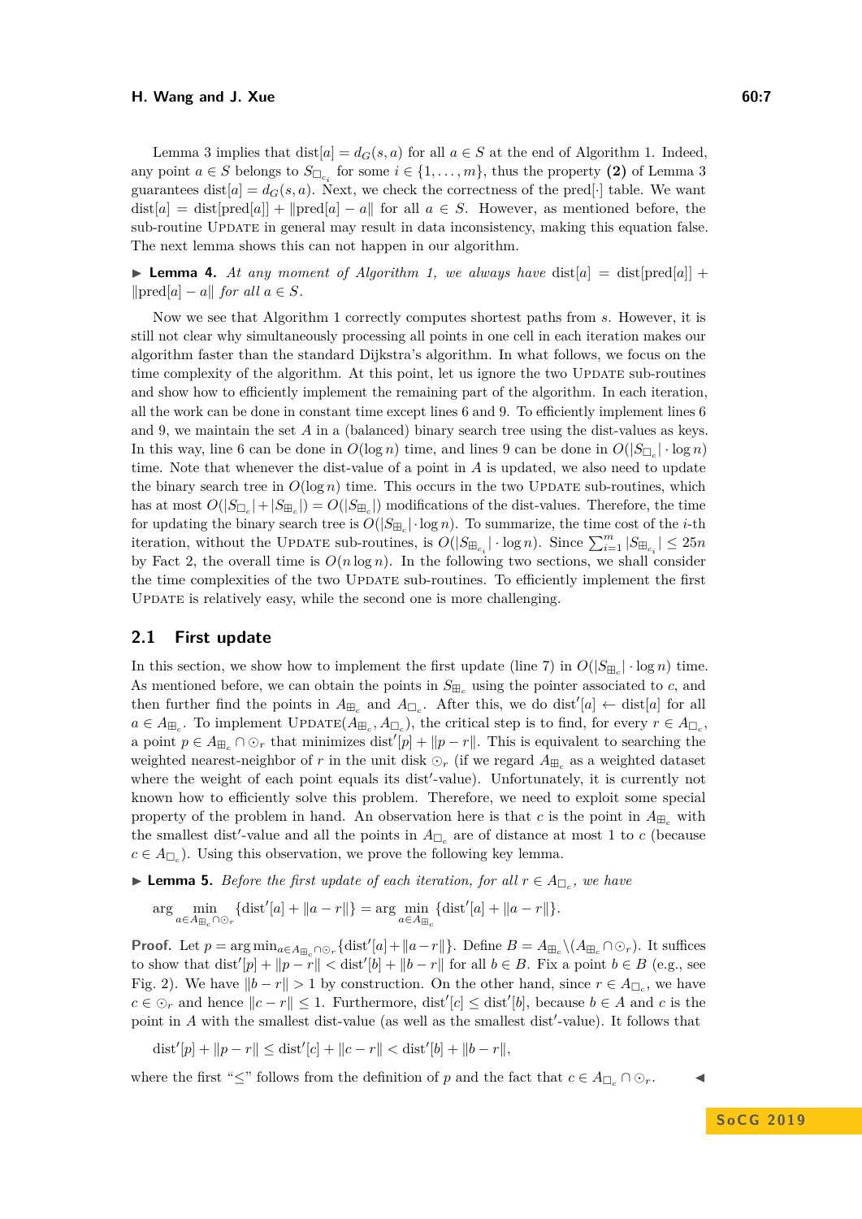Lemma 3 implies that $\text{dist}[a] = d_G(s,a)$ for all $a \in S$ at the end of Algorithm 1. Indeed, any point $a \in S$ belongs to $S_{\square_{c_i}}$ for some $i \in \{1,\dots,m\}$, thus the property **(2)** of Lemma 3 guarantees $\text{dist}[a] = d_G(s,a)$. Next, we check the correctness of the $\text{pred}[\cdot]$ table. We want $\text{dist}[a] = \text{dist}[\text{pred}[a]] + \|\text{pred}[a] - a\|$ for all $a \in S$. However, as mentioned before, the sub-routine Update in general may result in data inconsistency, making this equation false. The next lemma shows this can not happen in our algorithm.

▶ **Lemma 4.** *At any moment of Algorithm 1, we always have* $\text{dist}[a] = \text{dist}[\text{pred}[a]] + \|\text{pred}[a] - a\|$ *for all* $a \in S$.

Now we see that Algorithm 1 correctly computes shortest paths from $s$. However, it is still not clear why simultaneously processing all points in one cell in each iteration makes our algorithm faster than the standard Dijkstra's algorithm. In what follows, we focus on the time complexity of the algorithm. At this point, let us ignore the two Update sub-routines and show how to efficiently implement the remaining part of the algorithm. In each iteration, all the work can be done in constant time except lines 6 and 9. To efficiently implement lines 6 and 9, we maintain the set $A$ in a (balanced) binary search tree using the dist-values as keys. In this way, line 6 can be done in $O(\log n)$ time, and lines 9 can be done in $O(|S_{\square_c}| \cdot \log n)$ time. Note that whenever the dist-value of a point in $A$ is updated, we also need to update the binary search tree in $O(\log n)$ time. This occurs in the two Update sub-routines, which has at most $O(|S_{\square_c}| + |S_{\boxplus_c}|) = O(|S_{\boxplus_c}|)$ modifications of the dist-values. Therefore, the time for updating the binary search tree is $O(|S_{\boxplus_c}| \cdot \log n)$. To summarize, the time cost of the $i$-th iteration, without the Update sub-routines, is $O(|S_{\boxplus_{c_i}}| \cdot \log n)$. Since $\sum_{i=1}^{m} |S_{\boxplus_{c_i}}| \le 25n$ by Fact 2, the overall time is $O(n \log n)$. In the following two sections, we shall consider the time complexities of the two Update sub-routines. To efficiently implement the first Update is relatively easy, while the second one is more challenging.

## 2.1 First update

In this section, we show how to implement the first update (line 7) in $O(|S_{\boxplus_c}| \cdot \log n)$ time. As mentioned before, we can obtain the points in $S_{\boxplus_c}$ using the pointer associated to $c$, and then further find the points in $A_{\boxplus_c}$ and $A_{\square_c}$. After this, we do $\text{dist}'[a] \leftarrow \text{dist}[a]$ for all $a \in A_{\boxplus_c}$. To implement $\text{Update}(A_{\boxplus_c}, A_{\square_c})$, the critical step is to find, for every $r \in A_{\square_c}$, a point $p \in A_{\boxplus_c} \cap \odot_r$ that minimizes $\text{dist}'[p] + \|p - r\|$. This is equivalent to searching the weighted nearest-neighbor of $r$ in the unit disk $\odot_r$ (if we regard $A_{\boxplus_c}$ as a weighted dataset where the weight of each point equals its $\text{dist}'$-value). Unfortunately, it is currently not known how to efficiently solve this problem. Therefore, we need to exploit some special property of the problem in hand. An observation here is that $c$ is the point in $A_{\boxplus_c}$ with the smallest $\text{dist}'$-value and all the points in $A_{\square_c}$ are of distance at most 1 to $c$ (because $c \in A_{\square_c}$). Using this observation, we prove the following key lemma.

▶ **Lemma 5.** *Before the first update of each iteration, for all* $r \in A_{\square_c}$*, we have*

$$\arg \min_{a \in A_{\boxplus_c} \cap \odot_r} \{\text{dist}'[a] + \|a - r\|\} = \arg \min_{a \in A_{\boxplus_c}} \{\text{dist}'[a] + \|a - r\|\}.$$

**Proof.** Let $p = \arg\min_{a \in A_{\boxplus_c} \cap \odot_r} \{\text{dist}'[a] + \|a - r\|\}$. Define $B = A_{\boxplus_c} \backslash (A_{\boxplus_c} \cap \odot_r)$. It suffices to show that $\text{dist}'[p] + \|p - r\| < \text{dist}'[b] + \|b - r\|$ for all $b \in B$. Fix a point $b \in B$ (e.g., see Fig. 2). We have $\|b - r\| > 1$ by construction. On the other hand, since $r \in A_{\square_c}$, we have $c \in \odot_r$ and hence $\|c - r\| \le 1$. Furthermore, $\text{dist}'[c] \le \text{dist}'[b]$, because $b \in A$ and $c$ is the point in $A$ with the smallest dist-value (as well as the smallest $\text{dist}'$-value). It follows that

$$\text{dist}'[p] + \|p - r\| \le \text{dist}'[c] + \|c - r\| < \text{dist}'[b] + \|b - r\|,$$

where the first "$\le$" follows from the definition of $p$ and the fact that $c \in A_{\square_c} \cap \odot_r$. ◀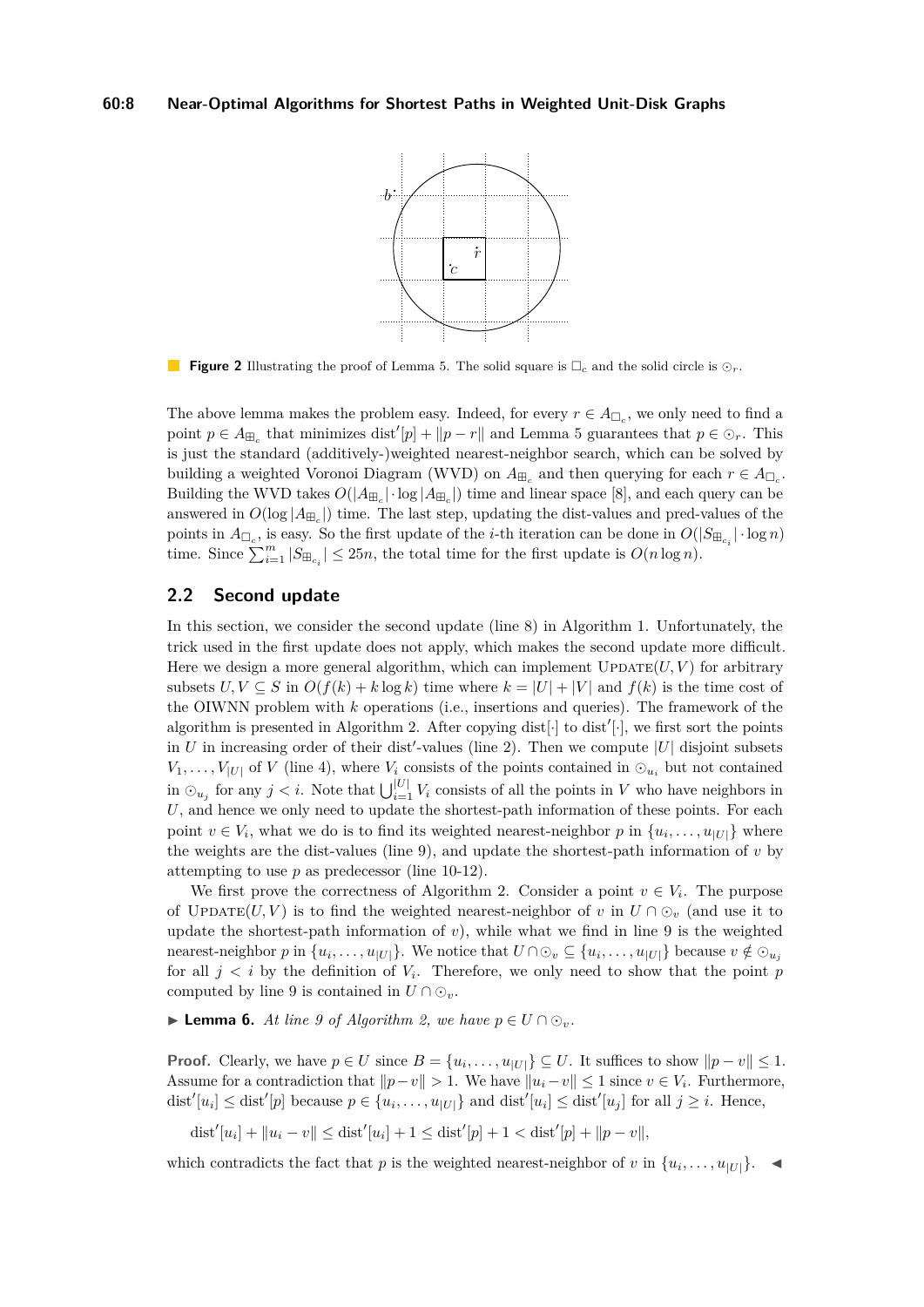**Figure 2** Illustrating the proof of Lemma 5. The solid square is $\square_c$ and the solid circle is $\odot_r$.

The above lemma makes the problem easy. Indeed, for every $r \in A_{\square_c}$, we only need to find a point $p \in A_{\boxplus_c}$ that minimizes $\text{dist}'[p] + \|p - r\|$ and Lemma 5 guarantees that $p \in \odot_r$. This is just the standard (additively-)weighted nearest-neighbor search, which can be solved by building a weighted Voronoi Diagram (WVD) on $A_{\boxplus_c}$ and then querying for each $r \in A_{\square_c}$. Building the WVD takes $O(|A_{\boxplus_c}| \cdot \log |A_{\boxplus_c}|)$ time and linear space [8], and each query can be answered in $O(\log |A_{\boxplus_c}|)$ time. The last step, updating the dist-values and pred-values of the points in $A_{\square_c}$, is easy. So the first update of the $i$-th iteration can be done in $O(|S_{\boxplus_{c_i}}| \cdot \log n)$ time. Since $\sum_{i=1}^{m} |S_{\boxplus_{c_i}}| \leq 25n$, the total time for the first update is $O(n \log n)$.

## 2.2 Second update

In this section, we consider the second update (line 8) in Algorithm 1. Unfortunately, the trick used in the first update does not apply, which makes the second update more difficult. Here we design a more general algorithm, which can implement $\text{Update}(U, V)$ for arbitrary subsets $U, V \subseteq S$ in $O(f(k) + k \log k)$ time where $k = |U| + |V|$ and $f(k)$ is the time cost of the OIWNN problem with $k$ operations (i.e., insertions and queries). The framework of the algorithm is presented in Algorithm 2. After copying $\text{dist}[\cdot]$ to $\text{dist}'[\cdot]$, we first sort the points in $U$ in increasing order of their $\text{dist}'$-values (line 2). Then we compute $|U|$ disjoint subsets $V_1, \dots, V_{|U|}$ of $V$ (line 4), where $V_i$ consists of the points contained in $\odot_{u_i}$ but not contained in $\odot_{u_j}$ for any $j < i$. Note that $\bigcup_{i=1}^{|U|} V_i$ consists of all the points in $V$ who have neighbors in $U$, and hence we only need to update the shortest-path information of these points. For each point $v \in V_i$, what we do is to find its weighted nearest-neighbor $p$ in $\{u_i, \dots, u_{|U|}\}$ where the weights are the dist-values (line 9), and update the shortest-path information of $v$ by attempting to use $p$ as predecessor (line 10-12).

We first prove the correctness of Algorithm 2. Consider a point $v \in V_i$. The purpose of $\text{Update}(U, V)$ is to find the weighted nearest-neighbor of $v$ in $U \cap \odot_v$ (and use it to update the shortest-path information of $v$), while what we find in line 9 is the weighted nearest-neighbor $p$ in $\{u_i, \dots, u_{|U|}\}$. We notice that $U \cap \odot_v \subseteq \{u_i, \dots, u_{|U|}\}$ because $v \notin \odot_{u_j}$ for all $j < i$ by the definition of $V_i$. Therefore, we only need to show that the point $p$ computed by line 9 is contained in $U \cap \odot_v$.

▶ **Lemma 6.** *At line 9 of Algorithm 2, we have $p \in U \cap \odot_v$.*

**Proof.** Clearly, we have $p \in U$ since $B = \{u_i, \dots, u_{|U|}\} \subseteq U$. It suffices to show $\|p - v\| \leq 1$. Assume for a contradiction that $\|p - v\| > 1$. We have $\|u_i - v\| \leq 1$ since $v \in V_i$. Furthermore, $\text{dist}'[u_i] \leq \text{dist}'[p]$ because $p \in \{u_i, \dots, u_{|U|}\}$ and $\text{dist}'[u_i] \leq \text{dist}'[u_j]$ for all $j \geq i$. Hence,

$$\text{dist}'[u_i] + \|u_i - v\| \leq \text{dist}'[u_i] + 1 \leq \text{dist}'[p] + 1 < \text{dist}'[p] + \|p - v\|,$$

which contradicts the fact that $p$ is the weighted nearest-neighbor of $v$ in $\{u_i, \dots, u_{|U|}\}$. ◀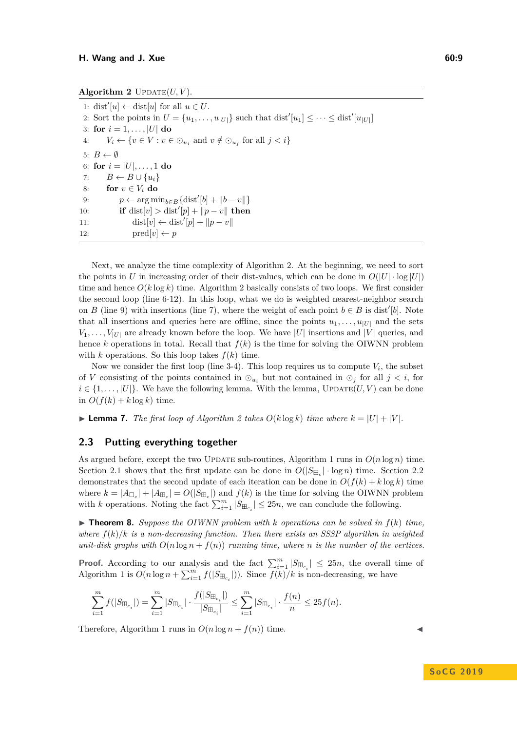**Algorithm 2** UPDATE$(U, V)$.

```
1: dist'[u] ← dist[u] for all u ∈ U.
2: Sort the points in U = {u_1, ..., u_|U|} such that dist'[u_1] ≤ ··· ≤ dist'[u_|U|]
3: for i = 1, ..., |U| do
4:     V_i ← {v ∈ V : v ∈ ⊙_{u_i} and v ∉ ⊙_{u_j} for all j < i}
5: B ← ∅
6: for i = |U|, ..., 1 do
7:     B ← B ∪ {u_i}
8:     for v ∈ V_i do
9:         p ← argmin_{b∈B} {dist'[b] + ||b − v||}
10:        if dist[v] > dist'[p] + ||p − v|| then
11:            dist[v] ← dist'[p] + ||p − v||
12:            pred[v] ← p
```

Next, we analyze the time complexity of Algorithm 2. At the beginning, we need to sort the points in $U$ in increasing order of their dist-values, which can be done in $O(|U| \cdot \log |U|)$ time and hence $O(k \log k)$ time. Algorithm 2 basically consists of two loops. We first consider the second loop (line 6-12). In this loop, what we do is weighted nearest-neighbor search on $B$ (line 9) with insertions (line 7), where the weight of each point $b \in B$ is $\text{dist}'[b]$. Note that all insertions and queries here are offline, since the points $u_1, \dots, u_{|U|}$ and the sets $V_1, \dots, V_{|U|}$ are already known before the loop. We have $|U|$ insertions and $|V|$ queries, and hence $k$ operations in total. Recall that $f(k)$ is the time for solving the OIWNN problem with $k$ operations. So this loop takes $f(k)$ time.

Now we consider the first loop (line 3-4). This loop requires us to compute $V_i$, the subset of $V$ consisting of the points contained in $\odot_{u_i}$ but not contained in $\odot_j$ for all $j < i$, for $i \in \{1, \dots, |U|\}$. We have the following lemma. With the lemma, UPDATE$(U, V)$ can be done in $O(f(k) + k \log k)$ time.

▶ **Lemma 7.** *The first loop of Algorithm 2 takes $O(k \log k)$ time where $k = |U| + |V|$.*

## 2.3 Putting everything together

As argued before, except the two UPDATE sub-routines, Algorithm 1 runs in $O(n \log n)$ time. Section 2.1 shows that the first update can be done in $O(|S_{\boxplus_c}| \cdot \log n)$ time. Section 2.2 demonstrates that the second update of each iteration can be done in $O(f(k) + k \log k)$ time where $k = |A_{\square_c}| + |A_{\boxplus_c}| = O(|S_{\boxplus_c}|)$ and $f(k)$ is the time for solving the OIWNN problem with $k$ operations. Noting the fact $\sum_{i=1}^{m} |S_{\boxplus_{c_i}}| \leq 25n$, we can conclude the following.

▶ **Theorem 8.** *Suppose the OIWNN problem with k operations can be solved in $f(k)$ time, where $f(k)/k$ is a non-decreasing function. Then there exists an SSSP algorithm in weighted unit-disk graphs with $O(n \log n + f(n))$ running time, where $n$ is the number of the vertices.*

**Proof.** According to our analysis and the fact $\sum_{i=1}^{m} |S_{\boxplus_{c_i}}| \leq 25n$, the overall time of Algorithm 1 is $O(n \log n + \sum_{i=1}^{m} f(|S_{\boxplus_{c_i}}|))$. Since $f(k)/k$ is non-decreasing, we have

$$\sum_{i=1}^{m} f(|S_{\boxplus_{c_i}}|) = \sum_{i=1}^{m} |S_{\boxplus_{c_i}}| \cdot \frac{f(|S_{\boxplus_{c_i}}|)}{|S_{\boxplus_{c_i}}|} \leq \sum_{i=1}^{m} |S_{\boxplus_{c_i}}| \cdot \frac{f(n)}{n} \leq 25 f(n).$$

Therefore, Algorithm 1 runs in $O(n \log n + f(n))$ time. ◀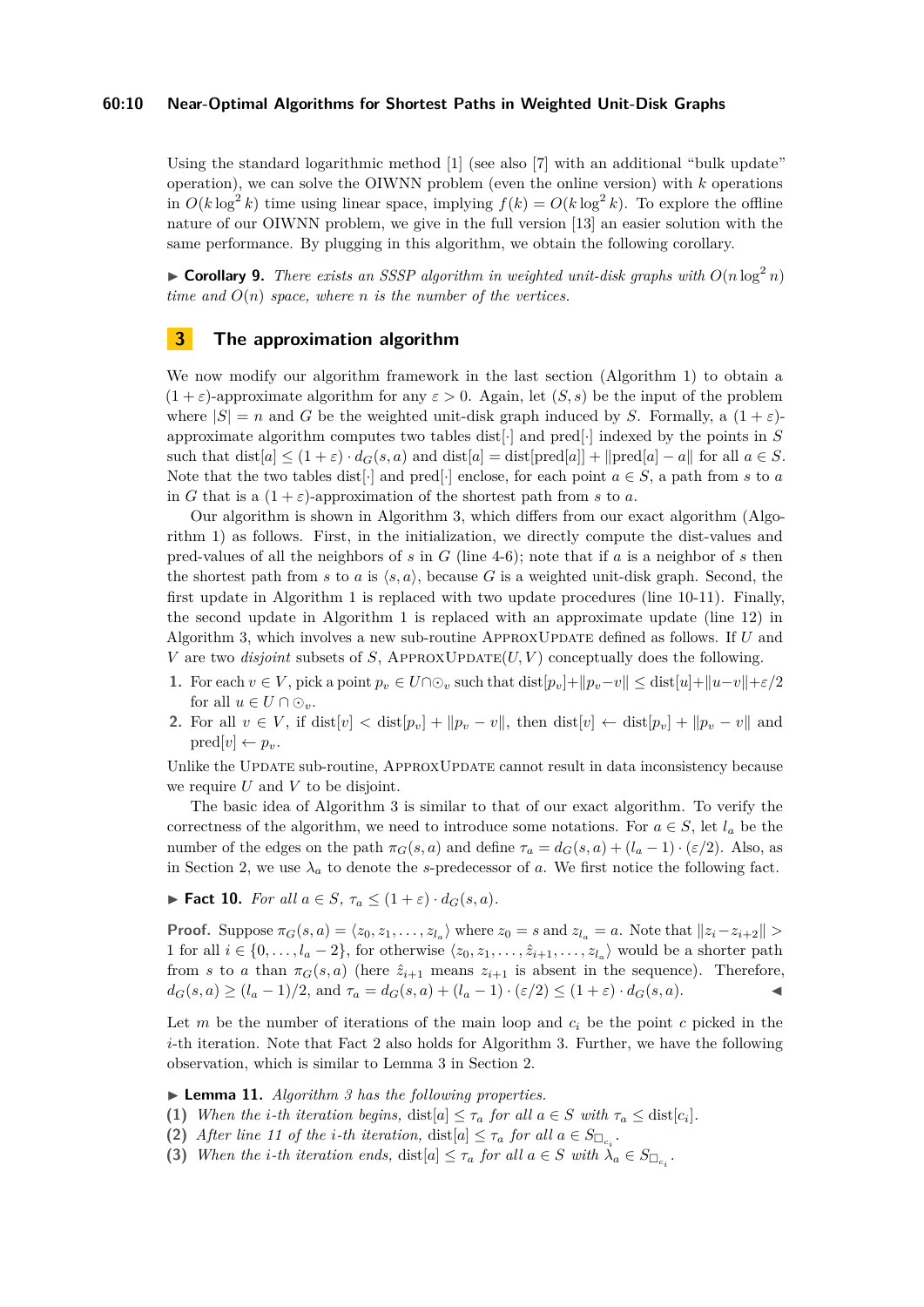Using the standard logarithmic method [1] (see also [7] with an additional "bulk update" operation), we can solve the OIWNN problem (even the online version) with $k$ operations in $O(k \log^2 k)$ time using linear space, implying $f(k) = O(k \log^2 k)$. To explore the offline nature of our OIWNN problem, we give in the full version [13] an easier solution with the same performance. By plugging in this algorithm, we obtain the following corollary.

▶ **Corollary 9.** *There exists an SSSP algorithm in weighted unit-disk graphs with $O(n \log^2 n)$ time and $O(n)$ space, where $n$ is the number of the vertices.*

## 3 The approximation algorithm

We now modify our algorithm framework in the last section (Algorithm 1) to obtain a $(1+\varepsilon)$-approximate algorithm for any $\varepsilon > 0$. Again, let $(S, s)$ be the input of the problem where $|S| = n$ and $G$ be the weighted unit-disk graph induced by $S$. Formally, a $(1+\varepsilon)$-approximate algorithm computes two tables $\text{dist}[\cdot]$ and $\text{pred}[\cdot]$ indexed by the points in $S$ such that $\text{dist}[a] \leq (1+\varepsilon) \cdot d_G(s, a)$ and $\text{dist}[a] = \text{dist}[\text{pred}[a]] + \|\text{pred}[a] - a\|$ for all $a \in S$. Note that the two tables $\text{dist}[\cdot]$ and $\text{pred}[\cdot]$ enclose, for each point $a \in S$, a path from $s$ to $a$ in $G$ that is a $(1+\varepsilon)$-approximation of the shortest path from $s$ to $a$.

Our algorithm is shown in Algorithm 3, which differs from our exact algorithm (Algorithm 1) as follows. First, in the initialization, we directly compute the dist-values and pred-values of all the neighbors of $s$ in $G$ (line 4-6); note that if $a$ is a neighbor of $s$ then the shortest path from $s$ to $a$ is $\langle s, a \rangle$, because $G$ is a weighted unit-disk graph. Second, the first update in Algorithm 1 is replaced with two update procedures (line 10-11). Finally, the second update in Algorithm 1 is replaced with an approximate update (line 12) in Algorithm 3, which involves a new sub-routine ApproxUpdate defined as follows. If $U$ and $V$ are two *disjoint* subsets of $S$, ApproxUpdate$(U, V)$ conceptually does the following.

1. For each $v \in V$, pick a point $p_v \in U \cap \odot_v$ such that $\text{dist}[p_v] + \|p_v - v\| \leq \text{dist}[u] + \|u - v\| + \varepsilon/2$ for all $u \in U \cap \odot_v$.
2. For all $v \in V$, if $\text{dist}[v] < \text{dist}[p_v] + \|p_v - v\|$, then $\text{dist}[v] \leftarrow \text{dist}[p_v] + \|p_v - v\|$ and $\text{pred}[v] \leftarrow p_v$.

Unlike the Update sub-routine, ApproxUpdate cannot result in data inconsistency because we require $U$ and $V$ to be disjoint.

The basic idea of Algorithm 3 is similar to that of our exact algorithm. To verify the correctness of the algorithm, we need to introduce some notations. For $a \in S$, let $l_a$ be the number of the edges on the path $\pi_G(s, a)$ and define $\tau_a = d_G(s, a) + (l_a - 1) \cdot (\varepsilon/2)$. Also, as in Section 2, we use $\lambda_a$ to denote the $s$-predecessor of $a$. We first notice the following fact.

▶ **Fact 10.** *For all $a \in S$, $\tau_a \leq (1+\varepsilon) \cdot d_G(s, a)$.*

**Proof.** Suppose $\pi_G(s, a) = \langle z_0, z_1, \ldots, z_{l_a} \rangle$ where $z_0 = s$ and $z_{l_a} = a$. Note that $\|z_i - z_{i+2}\| > 1$ for all $i \in \{0, \ldots, l_a - 2\}$, for otherwise $\langle z_0, z_1, \ldots, \hat{z}_{i+1}, \ldots, z_{l_a} \rangle$ would be a shorter path from $s$ to $a$ than $\pi_G(s, a)$ (here $\hat{z}_{i+1}$ means $z_{i+1}$ is absent in the sequence). Therefore, $d_G(s, a) \geq (l_a - 1)/2$, and $\tau_a = d_G(s, a) + (l_a - 1) \cdot (\varepsilon/2) \leq (1+\varepsilon) \cdot d_G(s, a)$. ◀

Let $m$ be the number of iterations of the main loop and $c_i$ be the point $c$ picked in the $i$-th iteration. Note that Fact 2 also holds for Algorithm 3. Further, we have the following observation, which is similar to Lemma 3 in Section 2.

▶ **Lemma 11.** *Algorithm 3 has the following properties.*

**(1)** *When the $i$-th iteration begins, $\text{dist}[a] \leq \tau_a$ for all $a \in S$ with $\tau_a \leq \text{dist}[c_i]$.*
**(2)** *After line 11 of the $i$-th iteration, $\text{dist}[a] \leq \tau_a$ for all $a \in S_{\Box_{c_i}}$.*
**(3)** *When the $i$-th iteration ends, $\text{dist}[a] \leq \tau_a$ for all $a \in S$ with $\lambda_a \in S_{\Box_{c_i}}$.*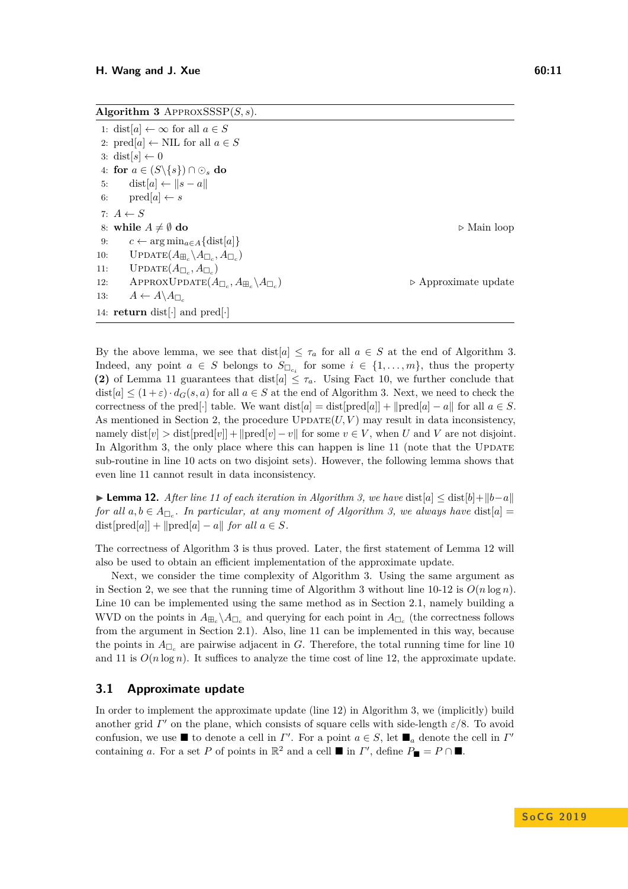**Algorithm 3** APPROXSSSP$(S, s)$.

```
1: dist[a] ← ∞ for all a ∈ S
2: pred[a] ← NIL for all a ∈ S
3: dist[s] ← 0
4: for a ∈ (S\{s}) ∩ ⊙_s do
5:     dist[a] ← ‖s − a‖
6:     pred[a] ← s
7: A ← S
8: while A ≠ ∅ do                                          ▷ Main loop
9:     c ← arg min_{a∈A}{dist[a]}
10:    UPDATE(A_{⊞_c}\A_{□_c}, A_{□_c})
11:    UPDATE(A_{□_c}, A_{□_c})
12:    APPROXUPDATE(A_{□_c}, A_{⊞_c}\A_{□_c})              ▷ Approximate update
13:    A ← A\A_{□_c}
14: return dist[·] and pred[·]
```

By the above lemma, we see that $\text{dist}[a] \leq \tau_a$ for all $a \in S$ at the end of Algorithm 3. Indeed, any point $a \in S$ belongs to $S_{\Box_{c_i}}$ for some $i \in \{1, \dots, m\}$, thus the property **(2)** of Lemma 11 guarantees that $\text{dist}[a] \leq \tau_a$. Using Fact 10, we further conclude that $\text{dist}[a] \leq (1+\varepsilon) \cdot d_G(s, a)$ for all $a \in S$ at the end of Algorithm 3. Next, we need to check the correctness of the pred$[\cdot]$ table. We want $\text{dist}[a] = \text{dist}[\text{pred}[a]] + \|\text{pred}[a] - a\|$ for all $a \in S$. As mentioned in Section 2, the procedure $\text{UPDATE}(U, V)$ may result in data inconsistency, namely $\text{dist}[v] > \text{dist}[\text{pred}[v]] + \|\text{pred}[v] - v\|$ for some $v \in V$, when $U$ and $V$ are not disjoint. In Algorithm 3, the only place where this can happen is line 11 (note that the UPDATE sub-routine in line 10 acts on two disjoint sets). However, the following lemma shows that even line 11 cannot result in data inconsistency.

▶ **Lemma 12.** *After line 11 of each iteration in Algorithm 3, we have* $\text{dist}[a] \leq \text{dist}[b] + \|b - a\|$ *for all* $a, b \in A_{\Box_c}$*. In particular, at any moment of Algorithm 3, we always have* $\text{dist}[a] = \text{dist}[\text{pred}[a]] + \|\text{pred}[a] - a\|$ *for all* $a \in S$.

The correctness of Algorithm 3 is thus proved. Later, the first statement of Lemma 12 will also be used to obtain an efficient implementation of the approximate update.

Next, we consider the time complexity of Algorithm 3. Using the same argument as in Section 2, we see that the running time of Algorithm 3 without line 10-12 is $O(n \log n)$. Line 10 can be implemented using the same method as in Section 2.1, namely building a WVD on the points in $A_{\boxplus_c} \backslash A_{\Box_c}$ and querying for each point in $A_{\Box_c}$ (the correctness follows from the argument in Section 2.1). Also, line 11 can be implemented in this way, because the points in $A_{\Box_c}$ are pairwise adjacent in $G$. Therefore, the total running time for line 10 and 11 is $O(n \log n)$. It suffices to analyze the time cost of line 12, the approximate update.

## 3.1 Approximate update

In order to implement the approximate update (line 12) in Algorithm 3, we (implicitly) build another grid $\Gamma'$ on the plane, which consists of square cells with side-length $\varepsilon/8$. To avoid confusion, we use $\blacksquare$ to denote a cell in $\Gamma'$. For a point $a \in S$, let $\blacksquare_a$ denote the cell in $\Gamma'$ containing $a$. For a set $P$ of points in $\mathbb{R}^2$ and a cell $\blacksquare$ in $\Gamma'$, define $P_\blacksquare = P \cap \blacksquare$.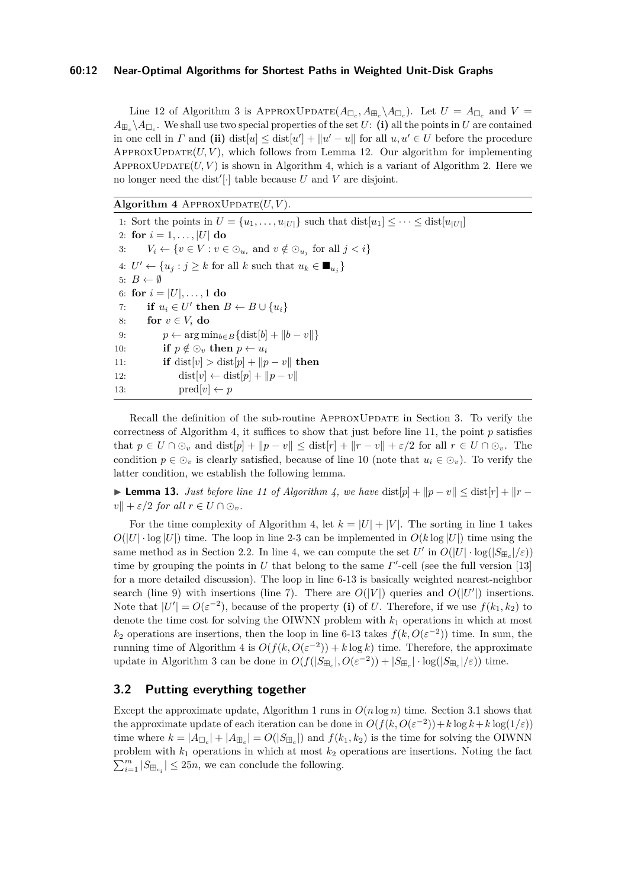Line 12 of Algorithm 3 is $\textsc{ApproxUpdate}(A_{\square_c}, A_{\boxplus_c} \backslash A_{\square_c})$. Let $U = A_{\square_c}$ and $V = A_{\boxplus_c} \backslash A_{\square_c}$. We shall use two special properties of the set $U$: **(i)** all the points in $U$ are contained in one cell in $\Gamma$ and **(ii)** $\text{dist}[u] \leq \text{dist}[u'] + \|u' - u\|$ for all $u, u' \in U$ before the procedure $\textsc{ApproxUpdate}(U, V)$, which follows from Lemma 12. Our algorithm for implementing $\textsc{ApproxUpdate}(U, V)$ is shown in Algorithm 4, which is a variant of Algorithm 2. Here we no longer need the $\text{dist}'[\cdot]$ table because $U$ and $V$ are disjoint.

**Algorithm 4** $\textsc{ApproxUpdate}(U, V)$.

```
1: Sort the points in U = {u_1, ..., u_|U|} such that dist[u_1] ≤ ··· ≤ dist[u_|U|]
2: for i = 1, ..., |U| do
3:     V_i ← {v ∈ V : v ∈ ⊙_{u_i} and v ∉ ⊙_{u_j} for all j < i}
4: U' ← {u_j : j ≥ k for all k such that u_k ∈ ■_{u_j}}
5: B ← ∅
6: for i = |U|, ..., 1 do
7:     if u_i ∈ U' then B ← B ∪ {u_i}
8:     for v ∈ V_i do
9:         p ← arg min_{b∈B} {dist[b] + ||b − v||}
10:        if p ∉ ⊙_v then p ← u_i
11:        if dist[v] > dist[p] + ||p − v|| then
12:            dist[v] ← dist[p] + ||p − v||
13:            pred[v] ← p
```

Recall the definition of the sub-routine $\textsc{ApproxUpdate}$ in Section 3. To verify the correctness of Algorithm 4, it suffices to show that just before line 11, the point $p$ satisfies that $p \in U \cap \odot_v$ and $\text{dist}[p] + \|p - v\| \leq \text{dist}[r] + \|r - v\| + \varepsilon/2$ for all $r \in U \cap \odot_v$. The condition $p \in \odot_v$ is clearly satisfied, because of line 10 (note that $u_i \in \odot_v$). To verify the latter condition, we establish the following lemma.

▶ **Lemma 13.** *Just before line 11 of Algorithm 4, we have* $\text{dist}[p] + \|p - v\| \leq \text{dist}[r] + \|r - v\| + \varepsilon/2$ *for all* $r \in U \cap \odot_v$.

For the time complexity of Algorithm 4, let $k = |U| + |V|$. The sorting in line 1 takes $O(|U| \cdot \log |U|)$ time. The loop in line 2-3 can be implemented in $O(k \log |U|)$ time using the same method as in Section 2.2. In line 4, we can compute the set $U'$ in $O(|U| \cdot \log(|S_{\boxplus_c}|/\varepsilon))$ time by grouping the points in $U$ that belong to the same $\Gamma'$-cell (see the full version [13] for a more detailed discussion). The loop in line 6-13 is basically weighted nearest-neighbor search (line 9) with insertions (line 7). There are $O(|V|)$ queries and $O(|U'|)$ insertions. Note that $|U'| = O(\varepsilon^{-2})$, because of the property **(i)** of $U$. Therefore, if we use $f(k_1, k_2)$ to denote the time cost for solving the OIWNN problem with $k_1$ operations in which at most $k_2$ operations are insertions, then the loop in line 6-13 takes $f(k, O(\varepsilon^{-2}))$ time. In sum, the running time of Algorithm 4 is $O(f(k, O(\varepsilon^{-2})) + k \log k)$ time. Therefore, the approximate update in Algorithm 3 can be done in $O(f(|S_{\boxplus_c}|, O(\varepsilon^{-2})) + |S_{\boxplus_c}| \cdot \log(|S_{\boxplus_c}|/\varepsilon))$ time.

## 3.2 Putting everything together

Except the approximate update, Algorithm 1 runs in $O(n \log n)$ time. Section 3.1 shows that the approximate update of each iteration can be done in $O(f(k, O(\varepsilon^{-2})) + k \log k + k \log(1/\varepsilon))$ time where $k = |A_{\square_c}| + |A_{\boxplus_c}| = O(|S_{\boxplus_c}|)$ and $f(k_1, k_2)$ is the time for solving the OIWNN problem with $k_1$ operations in which at most $k_2$ operations are insertions. Noting the fact $\sum_{i=1}^{m} |S_{\boxplus_{c_i}}| \leq 25n$, we can conclude the following.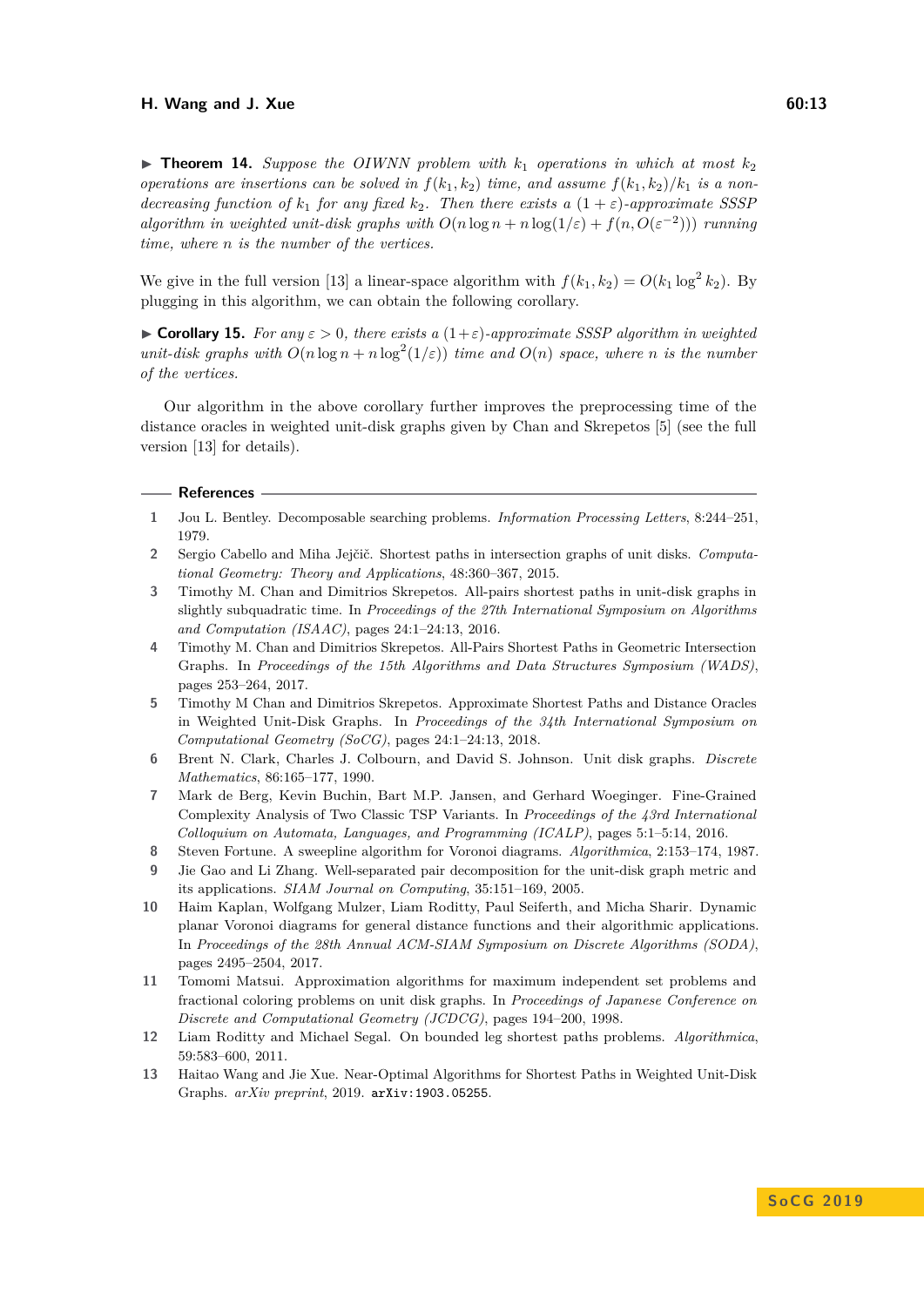▶ **Theorem 14.** *Suppose the OIWNN problem with $k_1$ operations in which at most $k_2$ operations are insertions can be solved in $f(k_1, k_2)$ time, and assume $f(k_1, k_2)/k_1$ is a non-decreasing function of $k_1$ for any fixed $k_2$. Then there exists a $(1 + \varepsilon)$-approximate SSSP algorithm in weighted unit-disk graphs with $O(n \log n + n \log(1/\varepsilon) + f(n, O(\varepsilon^{-2})))$ running time, where $n$ is the number of the vertices.*

We give in the full version [13] a linear-space algorithm with $f(k_1, k_2) = O(k_1 \log^2 k_2)$. By plugging in this algorithm, we can obtain the following corollary.

▶ **Corollary 15.** *For any $\varepsilon > 0$, there exists a $(1+\varepsilon)$-approximate SSSP algorithm in weighted unit-disk graphs with $O(n \log n + n \log^2(1/\varepsilon))$ time and $O(n)$ space, where $n$ is the number of the vertices.*

Our algorithm in the above corollary further improves the preprocessing time of the distance oracles in weighted unit-disk graphs given by Chan and Skrepetos [5] (see the full version [13] for details).

## References

1. Jou L. Bentley. Decomposable searching problems. *Information Processing Letters*, 8:244–251, 1979.
2. Sergio Cabello and Miha Jejčič. Shortest paths in intersection graphs of unit disks. *Computational Geometry: Theory and Applications*, 48:360–367, 2015.
3. Timothy M. Chan and Dimitrios Skrepetos. All-pairs shortest paths in unit-disk graphs in slightly subquadratic time. In *Proceedings of the 27th International Symposium on Algorithms and Computation (ISAAC)*, pages 24:1–24:13, 2016.
4. Timothy M. Chan and Dimitrios Skrepetos. All-Pairs Shortest Paths in Geometric Intersection Graphs. In *Proceedings of the 15th Algorithms and Data Structures Symposium (WADS)*, pages 253–264, 2017.
5. Timothy M Chan and Dimitrios Skrepetos. Approximate Shortest Paths and Distance Oracles in Weighted Unit-Disk Graphs. In *Proceedings of the 34th International Symposium on Computational Geometry (SoCG)*, pages 24:1–24:13, 2018.
6. Brent N. Clark, Charles J. Colbourn, and David S. Johnson. Unit disk graphs. *Discrete Mathematics*, 86:165–177, 1990.
7. Mark de Berg, Kevin Buchin, Bart M.P. Jansen, and Gerhard Woeginger. Fine-Grained Complexity Analysis of Two Classic TSP Variants. In *Proceedings of the 43rd International Colloquium on Automata, Languages, and Programming (ICALP)*, pages 5:1–5:14, 2016.
8. Steven Fortune. A sweepline algorithm for Voronoi diagrams. *Algorithmica*, 2:153–174, 1987.
9. Jie Gao and Li Zhang. Well-separated pair decomposition for the unit-disk graph metric and its applications. *SIAM Journal on Computing*, 35:151–169, 2005.
10. Haim Kaplan, Wolfgang Mulzer, Liam Roditty, Paul Seiferth, and Micha Sharir. Dynamic planar Voronoi diagrams for general distance functions and their algorithmic applications. In *Proceedings of the 28th Annual ACM-SIAM Symposium on Discrete Algorithms (SODA)*, pages 2495–2504, 2017.
11. Tomomi Matsui. Approximation algorithms for maximum independent set problems and fractional coloring problems on unit disk graphs. In *Proceedings of Japanese Conference on Discrete and Computational Geometry (JCDCG)*, pages 194–200, 1998.
12. Liam Roditty and Michael Segal. On bounded leg shortest paths problems. *Algorithmica*, 59:583–600, 2011.
13. Haitao Wang and Jie Xue. Near-Optimal Algorithms for Shortest Paths in Weighted Unit-Disk Graphs. *arXiv preprint*, 2019. arXiv:1903.05255.